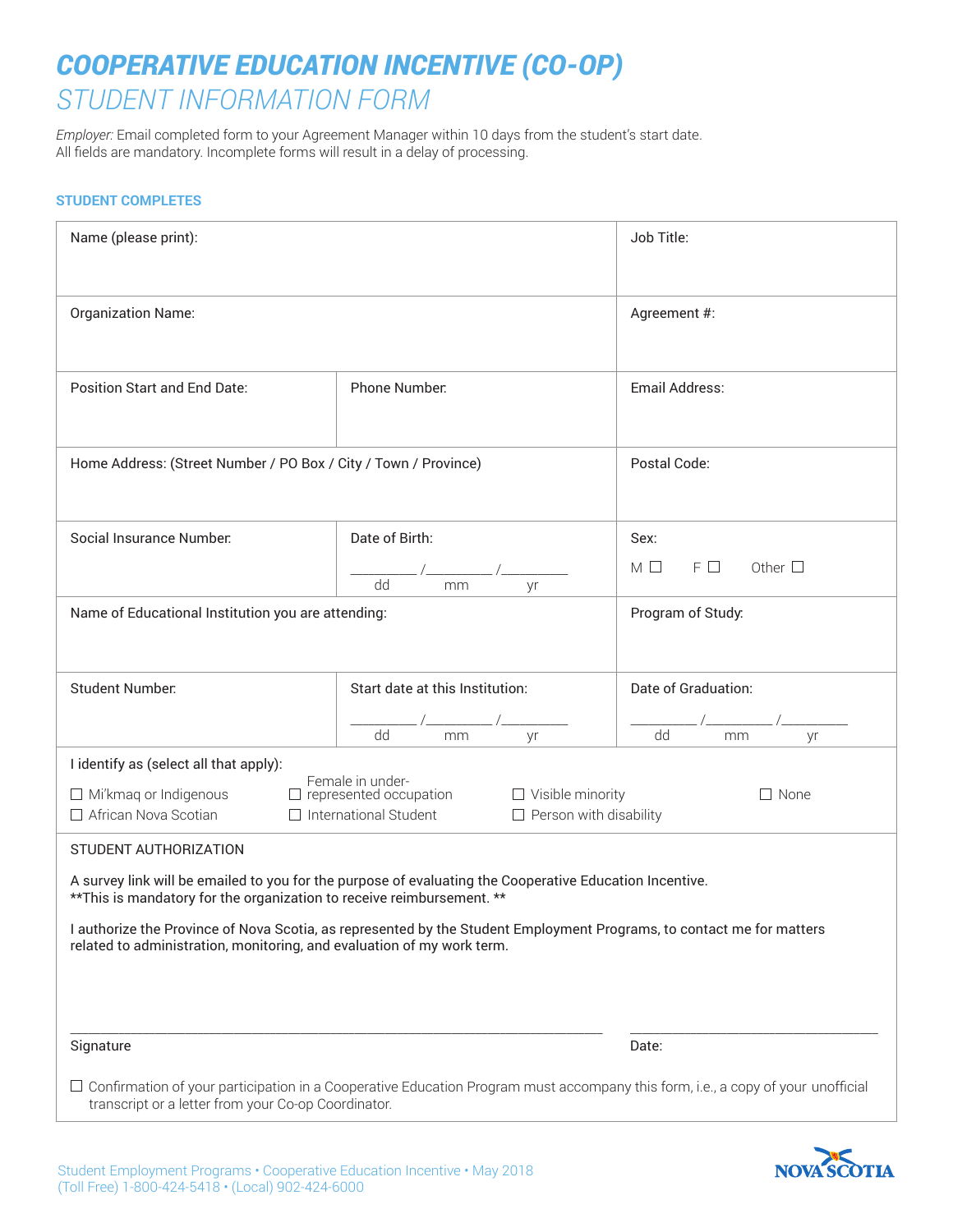# *COOPERATIVE EDUCATION INCENTIVE (CO-OP)*

## *STUDENT INFORMATION FORM*

*Employer:* Email completed form to your Agreement Manager within 10 days from the student's start date.
All fields are mandatory. Incomplete forms will result in a delay of processing.

### STUDENT COMPLETES

| | | |
|---|---|---|
| Name (please print): | | Job Title: |
| Organization Name: | | Agreement #: |
| Position Start and End Date: | Phone Number: | Email Address: |
| Home Address: (Street Number / PO Box / City / Town / Province) | | Postal Code: |
| Social Insurance Number: | Date of Birth: ________ /________ /________ dd mm yr | Sex: M ☐ F ☐ Other ☐ |
| Name of Educational Institution you are attending: | | Program of Study: |
| Student Number: | Start date at this Institution: ________ /________ /________ dd mm yr | Date of Graduation: ________ /________ /________ dd mm yr |

I identify as (select all that apply):

☐ Mi'kmaq or Indigenous
☐ African Nova Scotian
☐ Female in under-represented occupation
☐ International Student
☐ Visible minority
☐ Person with disability
☐ None

STUDENT AUTHORIZATION

A survey link will be emailed to you for the purpose of evaluating the Cooperative Education Incentive.
**This is mandatory for the organization to receive reimbursement. **

I authorize the Province of Nova Scotia, as represented by the Student Employment Programs, to contact me for matters related to administration, monitoring, and evaluation of my work term.

___________________________________________ Signature

____________________ Date:

☐ Confirmation of your participation in a Cooperative Education Program must accompany this form, i.e., a copy of your unofficial transcript or a letter from your Co-op Coordinator.

Student Employment Programs • Cooperative Education Incentive • May 2018
(Toll Free) 1-800-424-5418 • (Local) 902-424-6000

NOVA SCOTIA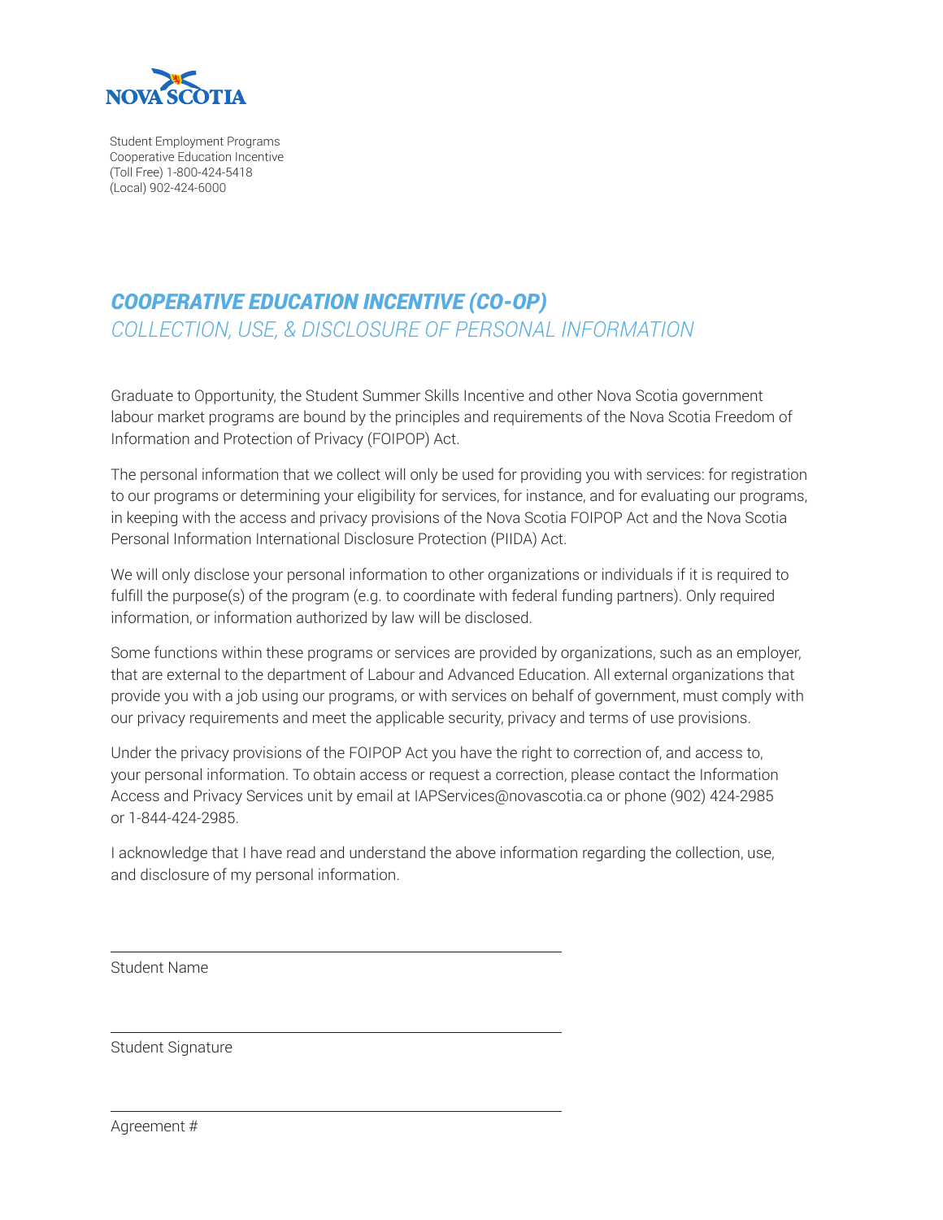NOVA SCOTIA

Student Employment Programs
Cooperative Education Incentive
(Toll Free) 1-800-424-5418
(Local) 902-424-6000

# *COOPERATIVE EDUCATION INCENTIVE (CO-OP)*
## *COLLECTION, USE, & DISCLOSURE OF PERSONAL INFORMATION*

Graduate to Opportunity, the Student Summer Skills Incentive and other Nova Scotia government labour market programs are bound by the principles and requirements of the Nova Scotia Freedom of Information and Protection of Privacy (FOIPOP) Act.

The personal information that we collect will only be used for providing you with services: for registration to our programs or determining your eligibility for services, for instance, and for evaluating our programs, in keeping with the access and privacy provisions of the Nova Scotia FOIPOP Act and the Nova Scotia Personal Information International Disclosure Protection (PIIDA) Act.

We will only disclose your personal information to other organizations or individuals if it is required to fulfill the purpose(s) of the program (e.g. to coordinate with federal funding partners). Only required information, or information authorized by law will be disclosed.

Some functions within these programs or services are provided by organizations, such as an employer, that are external to the department of Labour and Advanced Education. All external organizations that provide you with a job using our programs, or with services on behalf of government, must comply with our privacy requirements and meet the applicable security, privacy and terms of use provisions.

Under the privacy provisions of the FOIPOP Act you have the right to correction of, and access to, your personal information. To obtain access or request a correction, please contact the Information Access and Privacy Services unit by email at IAPServices@novascotia.ca or phone (902) 424-2985 or 1-844-424-2985.

I acknowledge that I have read and understand the above information regarding the collection, use, and disclosure of my personal information.

\_\_\_\_\_\_\_\_\_\_\_\_\_\_\_\_\_\_\_\_\_\_\_\_\_\_\_\_\_\_\_\_\_\_\_\_\_\_\_\_

Student Name

\_\_\_\_\_\_\_\_\_\_\_\_\_\_\_\_\_\_\_\_\_\_\_\_\_\_\_\_\_\_\_\_\_\_\_\_\_\_\_\_

Student Signature

\_\_\_\_\_\_\_\_\_\_\_\_\_\_\_\_\_\_\_\_\_\_\_\_\_\_\_\_\_\_\_\_\_\_\_\_\_\_\_\_

Agreement #